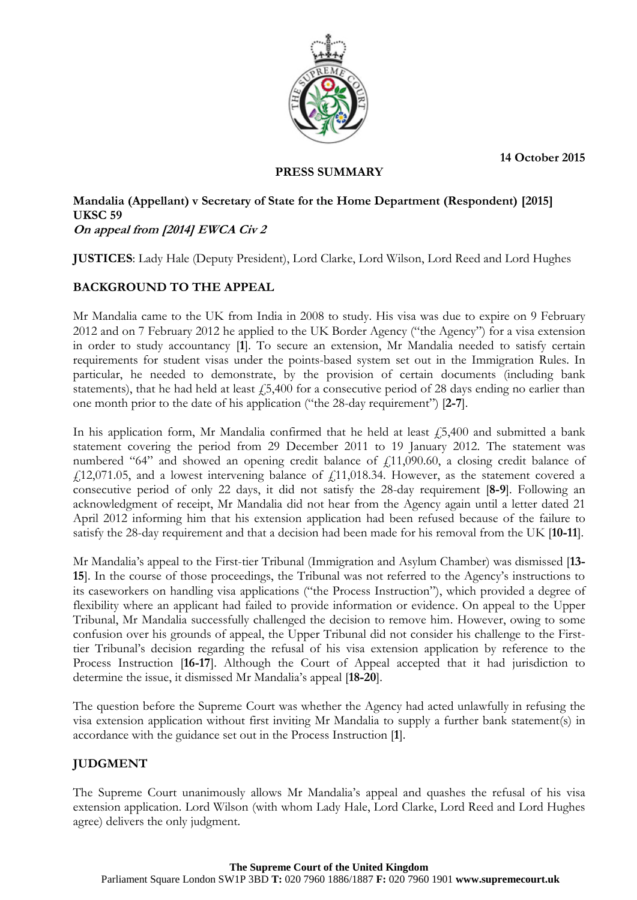14 October 2015

**PRESS SUMMARY**

**Mandalia (Appellant) v Secretary of State for the Home Department (Respondent) [2015] UKSC 59**
***On appeal from [2014] EWCA Civ 2***

**JUSTICES**: Lady Hale (Deputy President), Lord Clarke, Lord Wilson, Lord Reed and Lord Hughes

## BACKGROUND TO THE APPEAL

Mr Mandalia came to the UK from India in 2008 to study. His visa was due to expire on 9 February 2012 and on 7 February 2012 he applied to the UK Border Agency ("the Agency") for a visa extension in order to study accountancy [**1**]. To secure an extension, Mr Mandalia needed to satisfy certain requirements for student visas under the points-based system set out in the Immigration Rules. In particular, he needed to demonstrate, by the provision of certain documents (including bank statements), that he had held at least £5,400 for a consecutive period of 28 days ending no earlier than one month prior to the date of his application ("the 28-day requirement") [**2-7**].

In his application form, Mr Mandalia confirmed that he held at least £5,400 and submitted a bank statement covering the period from 29 December 2011 to 19 January 2012. The statement was numbered "64" and showed an opening credit balance of £11,090.60, a closing credit balance of £12,071.05, and a lowest intervening balance of £11,018.34. However, as the statement covered a consecutive period of only 22 days, it did not satisfy the 28-day requirement [**8-9**]. Following an acknowledgment of receipt, Mr Mandalia did not hear from the Agency again until a letter dated 21 April 2012 informing him that his extension application had been refused because of the failure to satisfy the 28-day requirement and that a decision had been made for his removal from the UK [**10-11**].

Mr Mandalia's appeal to the First-tier Tribunal (Immigration and Asylum Chamber) was dismissed [**13-15**]. In the course of those proceedings, the Tribunal was not referred to the Agency's instructions to its caseworkers on handling visa applications ("the Process Instruction"), which provided a degree of flexibility where an applicant had failed to provide information or evidence. On appeal to the Upper Tribunal, Mr Mandalia successfully challenged the decision to remove him. However, owing to some confusion over his grounds of appeal, the Upper Tribunal did not consider his challenge to the First-tier Tribunal's decision regarding the refusal of his visa extension application by reference to the Process Instruction [**16-17**]. Although the Court of Appeal accepted that it had jurisdiction to determine the issue, it dismissed Mr Mandalia's appeal [**18-20**].

The question before the Supreme Court was whether the Agency had acted unlawfully in refusing the visa extension application without first inviting Mr Mandalia to supply a further bank statement(s) in accordance with the guidance set out in the Process Instruction [**1**].

## JUDGMENT

The Supreme Court unanimously allows Mr Mandalia's appeal and quashes the refusal of his visa extension application. Lord Wilson (with whom Lady Hale, Lord Clarke, Lord Reed and Lord Hughes agree) delivers the only judgment.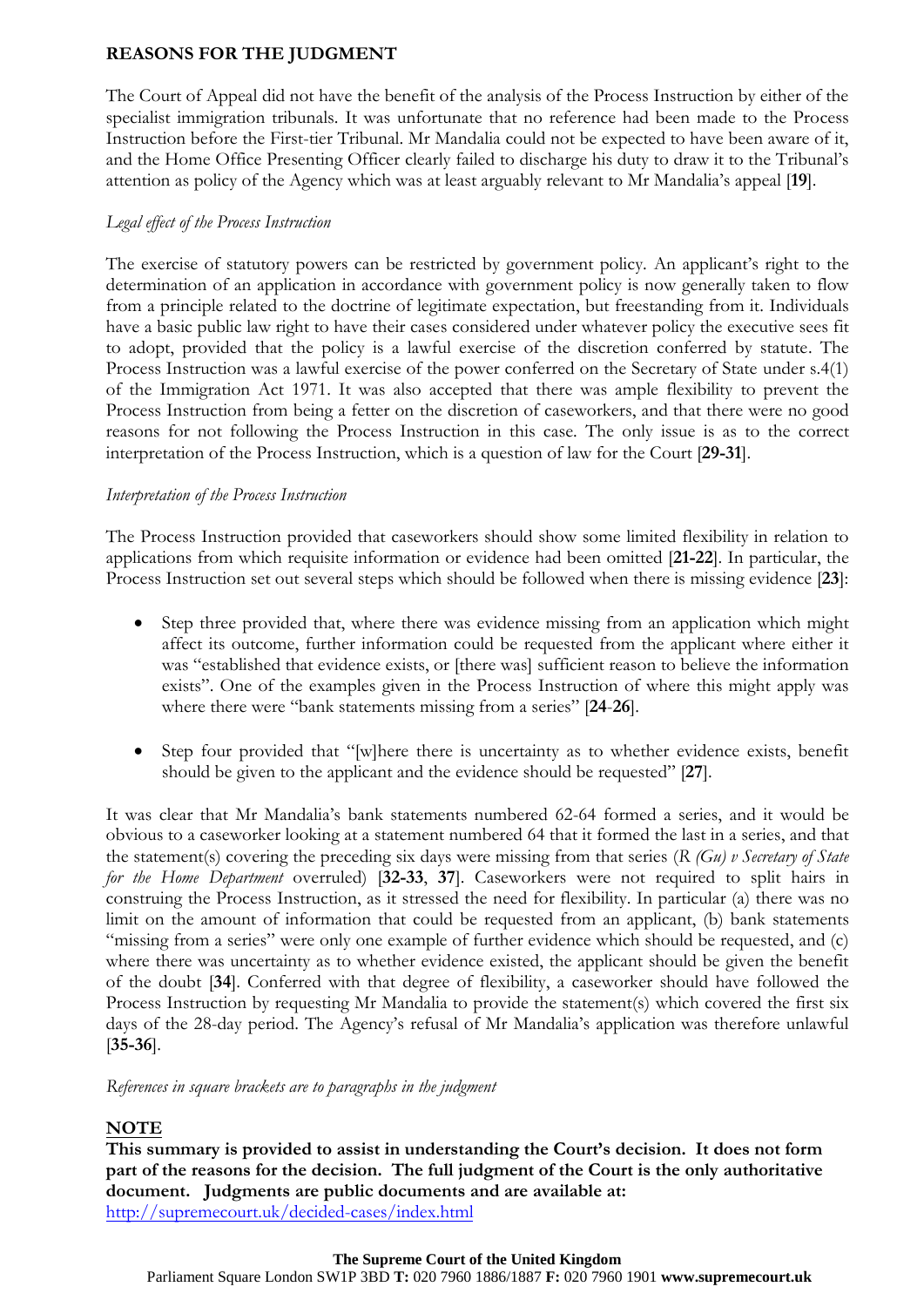**REASONS FOR THE JUDGMENT**

The Court of Appeal did not have the benefit of the analysis of the Process Instruction by either of the specialist immigration tribunals. It was unfortunate that no reference had been made to the Process Instruction before the First-tier Tribunal. Mr Mandalia could not be expected to have been aware of it, and the Home Office Presenting Officer clearly failed to discharge his duty to draw it to the Tribunal's attention as policy of the Agency which was at least arguably relevant to Mr Mandalia's appeal [**19**].

*Legal effect of the Process Instruction*

The exercise of statutory powers can be restricted by government policy. An applicant's right to the determination of an application in accordance with government policy is now generally taken to flow from a principle related to the doctrine of legitimate expectation, but freestanding from it. Individuals have a basic public law right to have their cases considered under whatever policy the executive sees fit to adopt, provided that the policy is a lawful exercise of the discretion conferred by statute. The Process Instruction was a lawful exercise of the power conferred on the Secretary of State under s.4(1) of the Immigration Act 1971. It was also accepted that there was ample flexibility to prevent the Process Instruction from being a fetter on the discretion of caseworkers, and that there were no good reasons for not following the Process Instruction in this case. The only issue is as to the correct interpretation of the Process Instruction, which is a question of law for the Court [**29-31**].

*Interpretation of the Process Instruction*

The Process Instruction provided that caseworkers should show some limited flexibility in relation to applications from which requisite information or evidence had been omitted [**21-22**]. In particular, the Process Instruction set out several steps which should be followed when there is missing evidence [**23**]:

- Step three provided that, where there was evidence missing from an application which might affect its outcome, further information could be requested from the applicant where either it was "established that evidence exists, or [there was] sufficient reason to believe the information exists". One of the examples given in the Process Instruction of where this might apply was where there were "bank statements missing from a series" [**24**-**26**].
- Step four provided that "[w]here there is uncertainty as to whether evidence exists, benefit should be given to the applicant and the evidence should be requested" [**27**].

It was clear that Mr Mandalia's bank statements numbered 62-64 formed a series, and it would be obvious to a caseworker looking at a statement numbered 64 that it formed the last in a series, and that the statement(s) covering the preceding six days were missing from that series (*R (Gu) v Secretary of State for the Home Department* overruled) [**32-33**, **37**]. Caseworkers were not required to split hairs in construing the Process Instruction, as it stressed the need for flexibility. In particular (a) there was no limit on the amount of information that could be requested from an applicant, (b) bank statements "missing from a series" were only one example of further evidence which should be requested, and (c) where there was uncertainty as to whether evidence existed, the applicant should be given the benefit of the doubt [**34**]. Conferred with that degree of flexibility, a caseworker should have followed the Process Instruction by requesting Mr Mandalia to provide the statement(s) which covered the first six days of the 28-day period. The Agency's refusal of Mr Mandalia's application was therefore unlawful [**35-36**].

*References in square brackets are to paragraphs in the judgment*

**NOTE**

**This summary is provided to assist in understanding the Court's decision. It does not form part of the reasons for the decision. The full judgment of the Court is the only authoritative document. Judgments are public documents and are available at:**
http://supremecourt.uk/decided-cases/index.html

**The Supreme Court of the United Kingdom**
Parliament Square London SW1P 3BD **T:** 020 7960 1886/1887 **F:** 020 7960 1901 **www.supremecourt.uk**